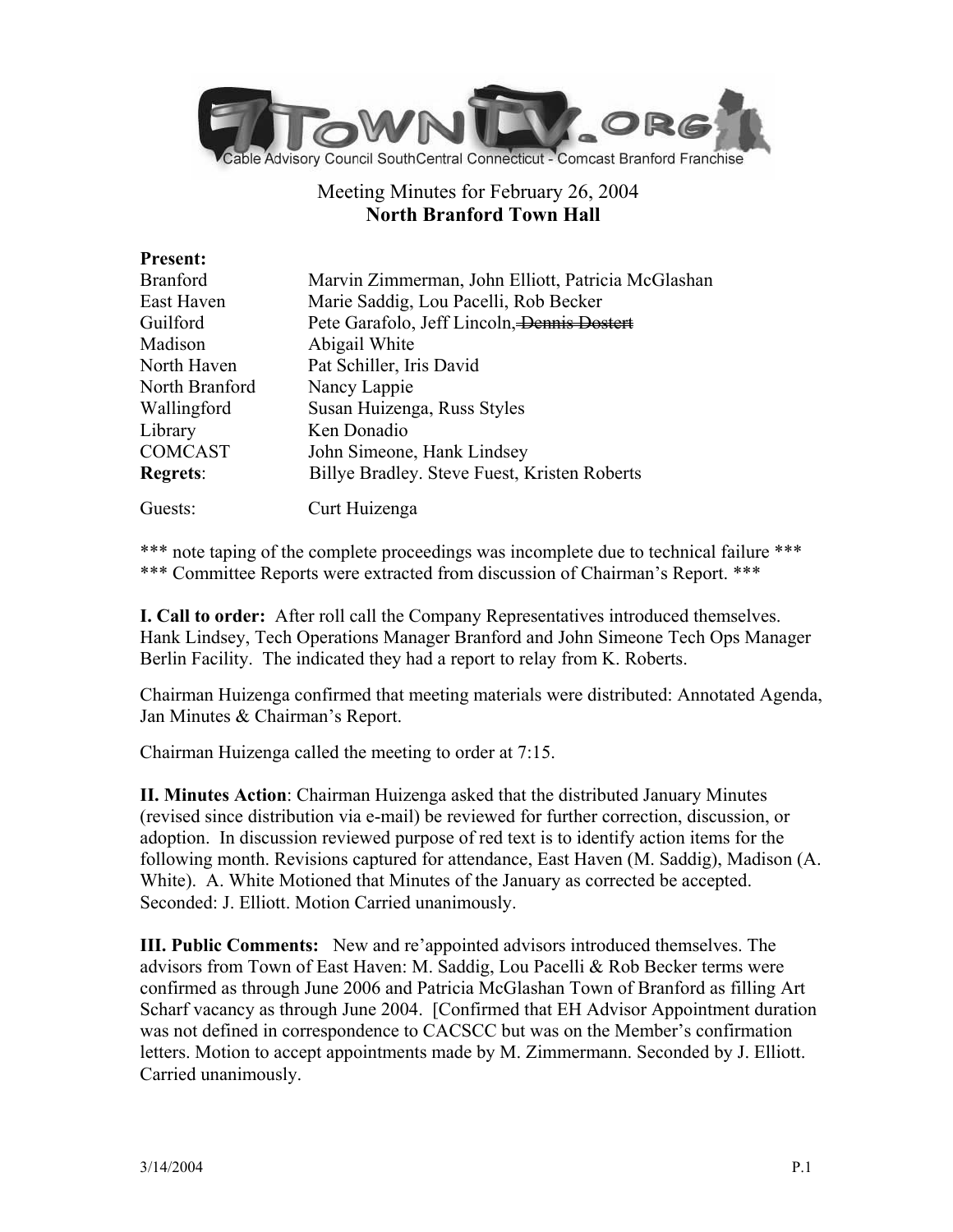Cable Advisory Council SouthCentral Connecticut - Comcast Branford Franchise

# Meeting Minutes for February 26, 2004
## North Branford Town Hall

**Present:**

| | |
|---|---|
| Branford | Marvin Zimmerman, John Elliott, Patricia McGlashan |
| East Haven | Marie Saddig, Lou Pacelli, Rob Becker |
| Guilford | Pete Garafolo, Jeff Lincoln, ~~Dennis Dostert~~ |
| Madison | Abigail White |
| North Haven | Pat Schiller, Iris David |
| North Branford | Nancy Lappie |
| Wallingford | Susan Huizenga, Russ Styles |
| Library | Ken Donadio |
| COMCAST | John Simeone, Hank Lindsey |
| **Regrets**: | Billye Bradley. Steve Fuest, Kristen Roberts |
| Guests: | Curt Huizenga |

\*\*\* note taping of the complete proceedings was incomplete due to technical failure \*\*\*
\*\*\* Committee Reports were extracted from discussion of Chairman's Report. \*\*\*

**I. Call to order:** After roll call the Company Representatives introduced themselves. Hank Lindsey, Tech Operations Manager Branford and John Simeone Tech Ops Manager Berlin Facility. The indicated they had a report to relay from K. Roberts.

Chairman Huizenga confirmed that meeting materials were distributed: Annotated Agenda, Jan Minutes & Chairman's Report.

Chairman Huizenga called the meeting to order at 7:15.

**II. Minutes Action**: Chairman Huizenga asked that the distributed January Minutes (revised since distribution via e-mail) be reviewed for further correction, discussion, or adoption. In discussion reviewed purpose of red text is to identify action items for the following month. Revisions captured for attendance, East Haven (M. Saddig), Madison (A. White). A. White Motioned that Minutes of the January as corrected be accepted. Seconded: J. Elliott. Motion Carried unanimously.

**III. Public Comments:** New and re'appointed advisors introduced themselves. The advisors from Town of East Haven: M. Saddig, Lou Pacelli & Rob Becker terms were confirmed as through June 2006 and Patricia McGlashan Town of Branford as filling Art Scharf vacancy as through June 2004. [Confirmed that EH Advisor Appointment duration was not defined in correspondence to CACSCC but was on the Member's confirmation letters. Motion to accept appointments made by M. Zimmermann. Seconded by J. Elliott. Carried unanimously.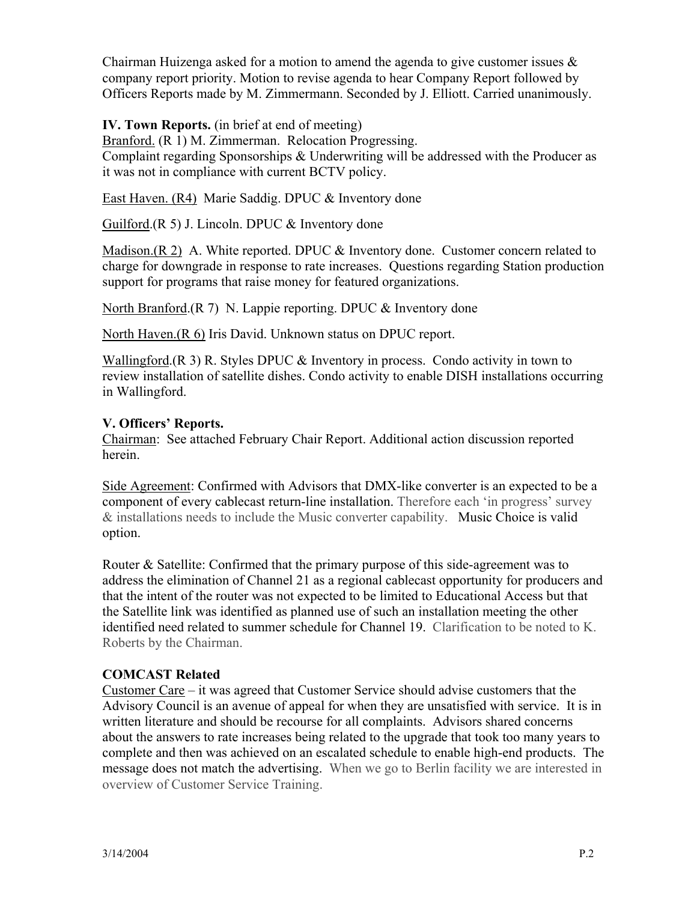Chairman Huizenga asked for a motion to amend the agenda to give customer issues & company report priority. Motion to revise agenda to hear Company Report followed by Officers Reports made by M. Zimmermann. Seconded by J. Elliott. Carried unanimously.

**IV. Town Reports.** (in brief at end of meeting)

Branford. (R 1) M. Zimmerman. Relocation Progressing.
Complaint regarding Sponsorships & Underwriting will be addressed with the Producer as it was not in compliance with current BCTV policy.

East Haven. (R4) Marie Saddig. DPUC & Inventory done

Guilford.(R 5) J. Lincoln. DPUC & Inventory done

Madison.(R 2) A. White reported. DPUC & Inventory done. Customer concern related to charge for downgrade in response to rate increases. Questions regarding Station production support for programs that raise money for featured organizations.

North Branford.(R 7) N. Lappie reporting. DPUC & Inventory done

North Haven.(R 6) Iris David. Unknown status on DPUC report.

Wallingford.(R 3) R. Styles DPUC & Inventory in process. Condo activity in town to review installation of satellite dishes. Condo activity to enable DISH installations occurring in Wallingford.

**V. Officers' Reports.**

Chairman: See attached February Chair Report. Additional action discussion reported herein.

Side Agreement: Confirmed with Advisors that DMX-like converter is an expected to be a component of every cablecast return-line installation. Therefore each 'in progress' survey & installations needs to include the Music converter capability. Music Choice is valid option.

Router & Satellite: Confirmed that the primary purpose of this side-agreement was to address the elimination of Channel 21 as a regional cablecast opportunity for producers and that the intent of the router was not expected to be limited to Educational Access but that the Satellite link was identified as planned use of such an installation meeting the other identified need related to summer schedule for Channel 19. Clarification to be noted to K. Roberts by the Chairman.

**COMCAST Related**

Customer Care – it was agreed that Customer Service should advise customers that the Advisory Council is an avenue of appeal for when they are unsatisfied with service. It is in written literature and should be recourse for all complaints. Advisors shared concerns about the answers to rate increases being related to the upgrade that took too many years to complete and then was achieved on an escalated schedule to enable high-end products. The message does not match the advertising. When we go to Berlin facility we are interested in overview of Customer Service Training.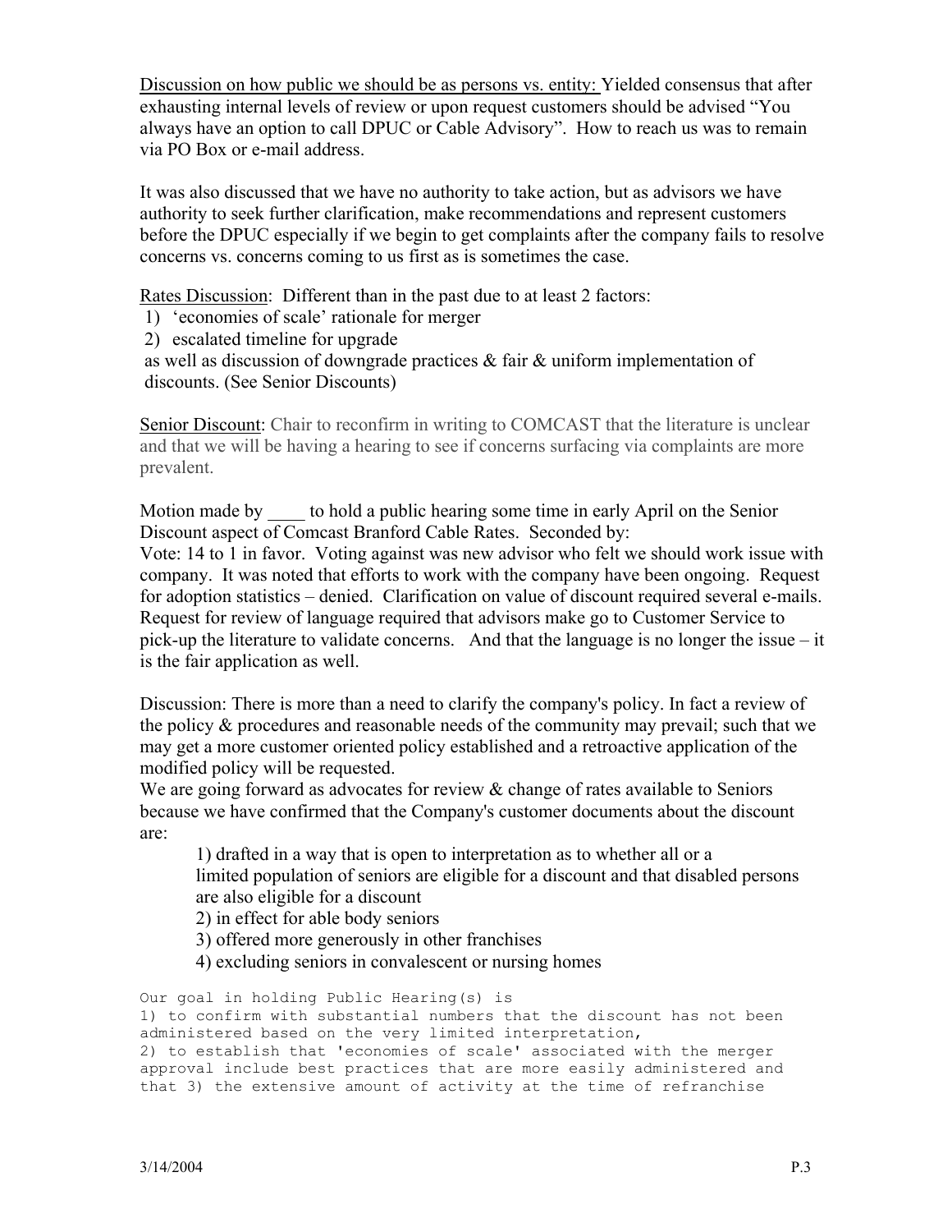<u>Discussion on how public we should be as persons vs. entity:</u> Yielded consensus that after exhausting internal levels of review or upon request customers should be advised "You always have an option to call DPUC or Cable Advisory". How to reach us was to remain via PO Box or e-mail address.

It was also discussed that we have no authority to take action, but as advisors we have authority to seek further clarification, make recommendations and represent customers before the DPUC especially if we begin to get complaints after the company fails to resolve concerns vs. concerns coming to us first as is sometimes the case.

<u>Rates Discussion</u>: Different than in the past due to at least 2 factors:

1) 'economies of scale' rationale for merger
2) escalated timeline for upgrade

as well as discussion of downgrade practices & fair & uniform implementation of discounts. (See Senior Discounts)

<u>Senior Discount</u>: Chair to reconfirm in writing to COMCAST that the literature is unclear and that we will be having a hearing to see if concerns surfacing via complaints are more prevalent.

Motion made by ____ to hold a public hearing some time in early April on the Senior Discount aspect of Comcast Branford Cable Rates. Seconded by:
Vote: 14 to 1 in favor. Voting against was new advisor who felt we should work issue with company. It was noted that efforts to work with the company have been ongoing. Request for adoption statistics – denied. Clarification on value of discount required several e-mails. Request for review of language required that advisors make go to Customer Service to pick-up the literature to validate concerns. And that the language is no longer the issue – it is the fair application as well.

Discussion: There is more than a need to clarify the company's policy. In fact a review of the policy & procedures and reasonable needs of the community may prevail; such that we may get a more customer oriented policy established and a retroactive application of the modified policy will be requested.
We are going forward as advocates for review & change of rates available to Seniors because we have confirmed that the Company's customer documents about the discount are:

1) drafted in a way that is open to interpretation as to whether all or a limited population of seniors are eligible for a discount and that disabled persons are also eligible for a discount
2) in effect for able body seniors
3) offered more generously in other franchises
4) excluding seniors in convalescent or nursing homes

Our goal in holding Public Hearing(s) is
1) to confirm with substantial numbers that the discount has not been administered based on the very limited interpretation,
2) to establish that 'economies of scale' associated with the merger approval include best practices that are more easily administered and that 3) the extensive amount of activity at the time of refranchise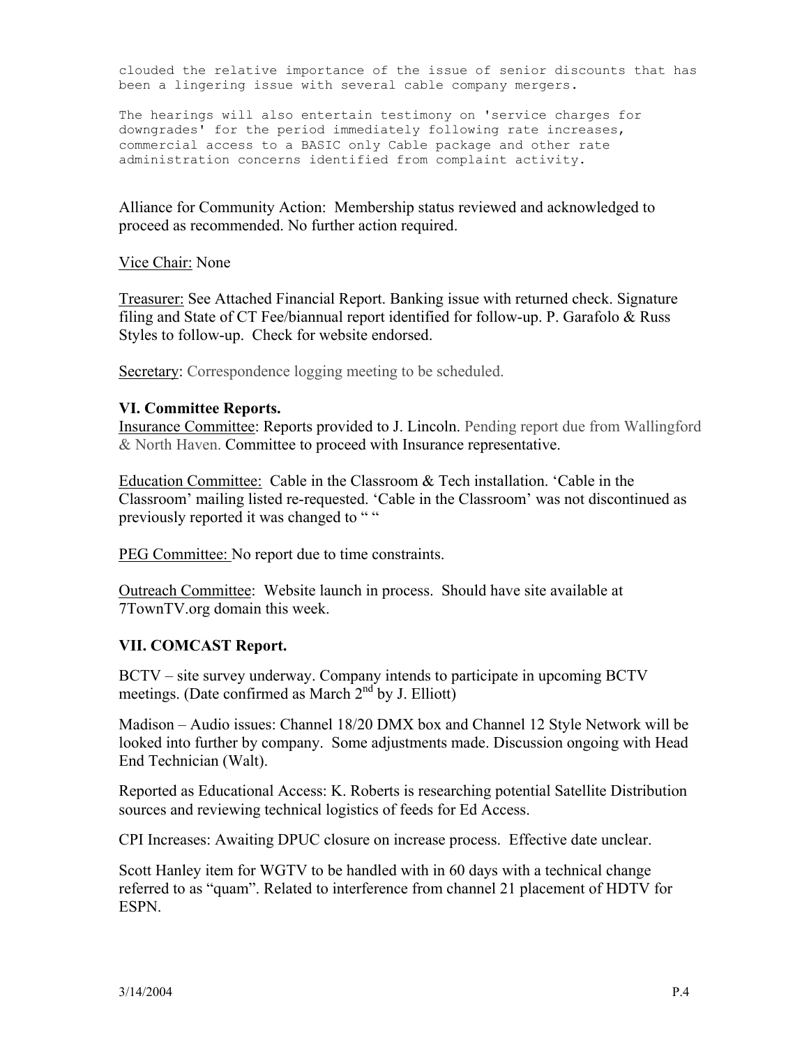```
clouded the relative importance of the issue of senior discounts that has
been a lingering issue with several cable company mergers.

The hearings will also entertain testimony on 'service charges for
downgrades' for the period immediately following rate increases,
commercial access to a BASIC only Cable package and other rate
administration concerns identified from complaint activity.
```

Alliance for Community Action: Membership status reviewed and acknowledged to proceed as recommended. No further action required.

Vice Chair: None

Treasurer: See Attached Financial Report. Banking issue with returned check. Signature filing and State of CT Fee/biannual report identified for follow-up. P. Garafolo & Russ Styles to follow-up. Check for website endorsed.

Secretary: Correspondence logging meeting to be scheduled.

**VI. Committee Reports.**

Insurance Committee: Reports provided to J. Lincoln. Pending report due from Wallingford & North Haven. Committee to proceed with Insurance representative.

Education Committee: Cable in the Classroom & Tech installation. 'Cable in the Classroom' mailing listed re-requested. 'Cable in the Classroom' was not discontinued as previously reported it was changed to " "

PEG Committee: No report due to time constraints.

Outreach Committee: Website launch in process. Should have site available at 7TownTV.org domain this week.

**VII. COMCAST Report.**

BCTV – site survey underway. Company intends to participate in upcoming BCTV meetings. (Date confirmed as March 2nd by J. Elliott)

Madison – Audio issues: Channel 18/20 DMX box and Channel 12 Style Network will be looked into further by company. Some adjustments made. Discussion ongoing with Head End Technician (Walt).

Reported as Educational Access: K. Roberts is researching potential Satellite Distribution sources and reviewing technical logistics of feeds for Ed Access.

CPI Increases: Awaiting DPUC closure on increase process. Effective date unclear.

Scott Hanley item for WGTV to be handled with in 60 days with a technical change referred to as "quam". Related to interference from channel 21 placement of HDTV for ESPN.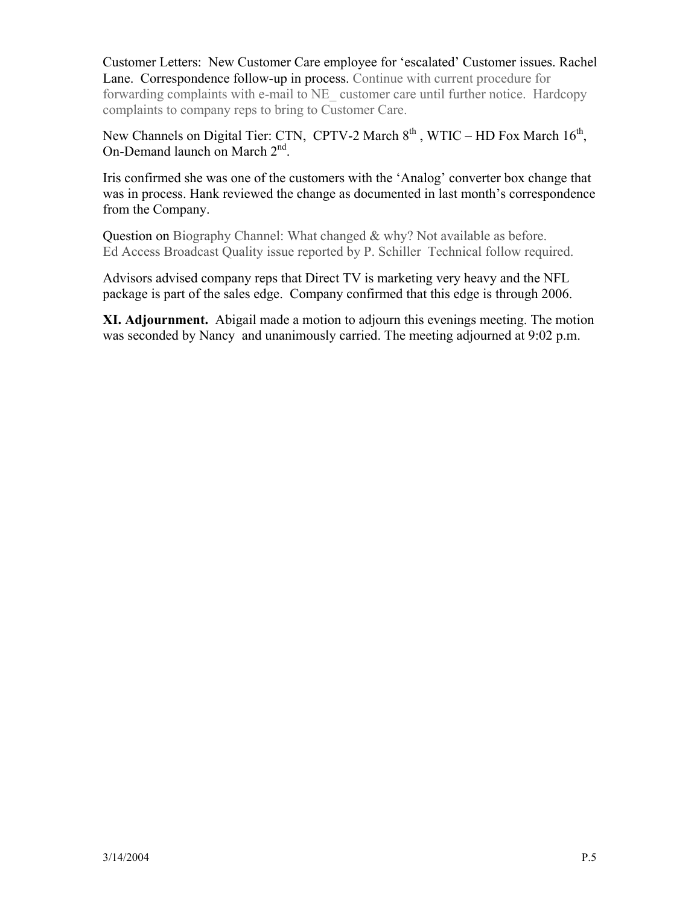Customer Letters: New Customer Care employee for 'escalated' Customer issues. Rachel Lane. Correspondence follow-up in process. Continue with current procedure for forwarding complaints with e-mail to NE_ customer care until further notice. Hardcopy complaints to company reps to bring to Customer Care.

New Channels on Digital Tier: CTN, CPTV-2 March 8th , WTIC – HD Fox March 16th, On-Demand launch on March 2nd.

Iris confirmed she was one of the customers with the 'Analog' converter box change that was in process. Hank reviewed the change as documented in last month's correspondence from the Company.

Question on Biography Channel: What changed & why? Not available as before.
Ed Access Broadcast Quality issue reported by P. Schiller Technical follow required.

Advisors advised company reps that Direct TV is marketing very heavy and the NFL package is part of the sales edge. Company confirmed that this edge is through 2006.

**XI. Adjournment.** Abigail made a motion to adjourn this evenings meeting. The motion was seconded by Nancy and unanimously carried. The meeting adjourned at 9:02 p.m.